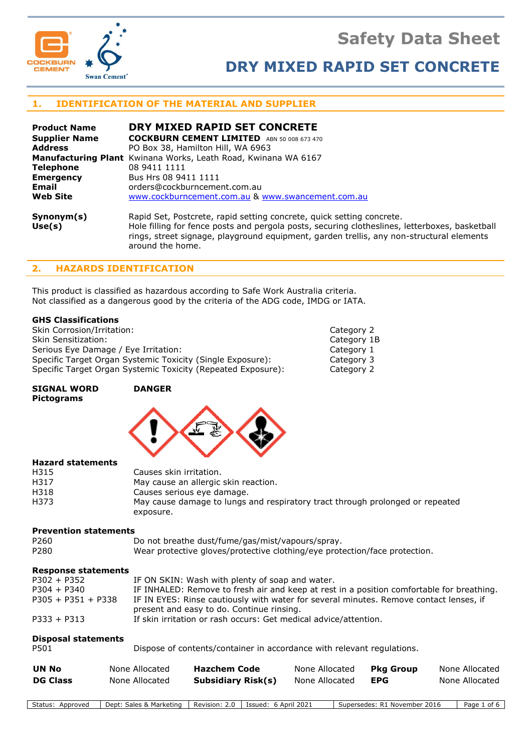# Safety Data Sheet

# DRY MIXED RAPID SET CONCRETE

## 1. IDENTIFICATION OF THE MATERIAL AND SUPPLIER

| | |
|---|---|
| **Product Name** | **DRY MIXED RAPID SET CONCRETE** |
| **Supplier Name** | **COCKBURN CEMENT LIMITED** ABN 50 008 673 470 |
| **Address** | PO Box 38, Hamilton Hill, WA 6963 |
| **Manufacturing Plant** | Kwinana Works, Leath Road, Kwinana WA 6167 |
| **Telephone** | 08 9411 1111 |
| **Emergency** | Bus Hrs 08 9411 1111 |
| **Email** | orders@cockburncement.com.au |
| **Web Site** | www.cockburncement.com.au & www.swancement.com.au |
| **Synonym(s)** | Rapid Set, Postcrete, rapid setting concrete, quick setting concrete. |
| **Use(s)** | Hole filling for fence posts and pergola posts, securing clotheslines, letterboxes, basketball rings, street signage, playground equipment, garden trellis, any non-structural elements around the home. |

## 2. HAZARDS IDENTIFICATION

This product is classified as hazardous according to Safe Work Australia criteria.
Not classified as a dangerous good by the criteria of the ADG code, IMDG or IATA.

### GHS Classifications

| | |
|---|---|
| Skin Corrosion/Irritation: | Category 2 |
| Skin Sensitization: | Category 1B |
| Serious Eye Damage / Eye Irritation: | Category 1 |
| Specific Target Organ Systemic Toxicity (Single Exposure): | Category 3 |
| Specific Target Organ Systemic Toxicity (Repeated Exposure): | Category 2 |

**SIGNAL WORD** **DANGER**

**Pictograms**

### Hazard statements

| | |
|---|---|
| H315 | Causes skin irritation. |
| H317 | May cause an allergic skin reaction. |
| H318 | Causes serious eye damage. |
| H373 | May cause damage to lungs and respiratory tract through prolonged or repeated exposure. |

### Prevention statements

| | |
|---|---|
| P260 | Do not breathe dust/fume/gas/mist/vapours/spray. |
| P280 | Wear protective gloves/protective clothing/eye protection/face protection. |

### Response statements

| | |
|---|---|
| P302 + P352 | IF ON SKIN: Wash with plenty of soap and water. |
| P304 + P340 | IF INHALED: Remove to fresh air and keep at rest in a position comfortable for breathing. |
| P305 + P351 + P338 | IF IN EYES: Rinse cautiously with water for several minutes. Remove contact lenses, if present and easy to do. Continue rinsing. |
| P333 + P313 | If skin irritation or rash occurs: Get medical advice/attention. |

### Disposal statements

| | |
|---|---|
| P501 | Dispose of contents/container in accordance with relevant regulations. |

| | | | | | |
|---|---|---|---|---|---|
| **UN No** | None Allocated | **Hazchem Code** | None Allocated | **Pkg Group** | None Allocated |
| **DG Class** | None Allocated | **Subsidiary Risk(s)** | None Allocated | **EPG** | None Allocated |

Status: Approved | Dept: Sales & Marketing | Revision: 2.0 | Issued: 6 April 2021 | Supersedes: R1 November 2016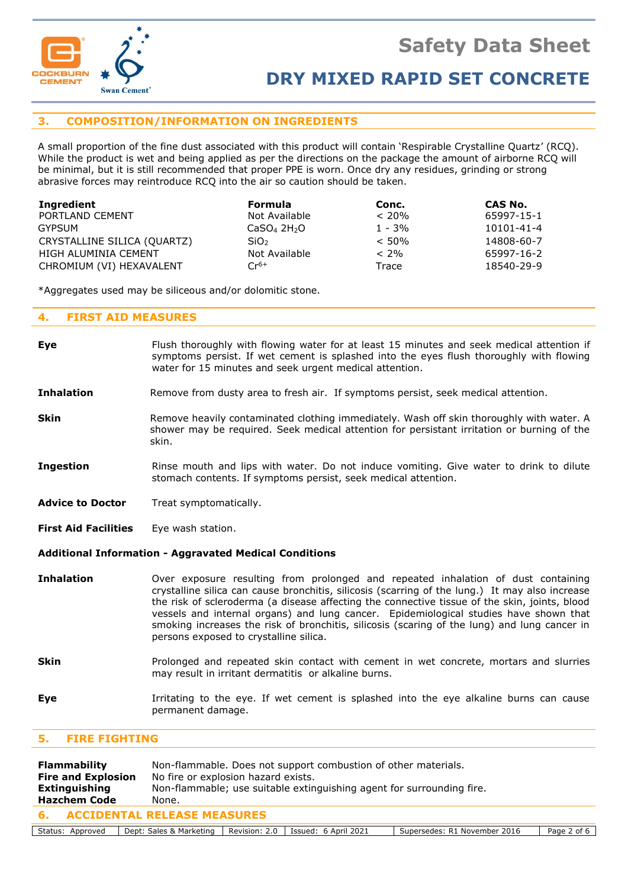## 3. COMPOSITION/INFORMATION ON INGREDIENTS

A small proportion of the fine dust associated with this product will contain 'Respirable Crystalline Quartz' (RCQ). While the product is wet and being applied as per the directions on the package the amount of airborne RCQ will be minimal, but it is still recommended that proper PPE is worn. Once dry any residues, grinding or strong abrasive forces may reintroduce RCQ into the air so caution should be taken.

| Ingredient | Formula | Conc. | CAS No. |
|---|---|---|---|
| PORTLAND CEMENT | Not Available | < 20% | 65997-15-1 |
| GYPSUM | $CaSO_4\ 2H_2O$ | 1 - 3% | 10101-41-4 |
| CRYSTALLINE SILICA (QUARTZ) | $SiO_2$ | < 50% | 14808-60-7 |
| HIGH ALUMINIA CEMENT | Not Available | < 2% | 65997-16-2 |
| CHROMIUM (VI) HEXAVALENT | $Cr^{6+}$ | Trace | 18540-29-9 |

*Aggregates used may be siliceous and/or dolomitic stone.

## 4. FIRST AID MEASURES

**Eye** Flush thoroughly with flowing water for at least 15 minutes and seek medical attention if symptoms persist. If wet cement is splashed into the eyes flush thoroughly with flowing water for 15 minutes and seek urgent medical attention.

**Inhalation** Remove from dusty area to fresh air. If symptoms persist, seek medical attention.

**Skin** Remove heavily contaminated clothing immediately. Wash off skin thoroughly with water. A shower may be required. Seek medical attention for persistant irritation or burning of the skin.

**Ingestion** Rinse mouth and lips with water. Do not induce vomiting. Give water to drink to dilute stomach contents. If symptoms persist, seek medical attention.

**Advice to Doctor** Treat symptomatically.

**First Aid Facilities** Eye wash station.

### Additional Information - Aggravated Medical Conditions

**Inhalation** Over exposure resulting from prolonged and repeated inhalation of dust containing crystalline silica can cause bronchitis, silicosis (scarring of the lung.) It may also increase the risk of scleroderma (a disease affecting the connective tissue of the skin, joints, blood vessels and internal organs) and lung cancer. Epidemiological studies have shown that smoking increases the risk of bronchitis, silicosis (scaring of the lung) and lung cancer in persons exposed to crystalline silica.

**Skin** Prolonged and repeated skin contact with cement in wet concrete, mortars and slurries may result in irritant dermatitis or alkaline burns.

**Eye** Irritating to the eye. If wet cement is splashed into the eye alkaline burns can cause permanent damage.

## 5. FIRE FIGHTING

**Flammability** Non-flammable. Does not support combustion of other materials.
**Fire and Explosion** No fire or explosion hazard exists.
**Extinguishing** Non-flammable; use suitable extinguishing agent for surrounding fire.
**Hazchem Code** None.

## 6. ACCIDENTAL RELEASE MEASURES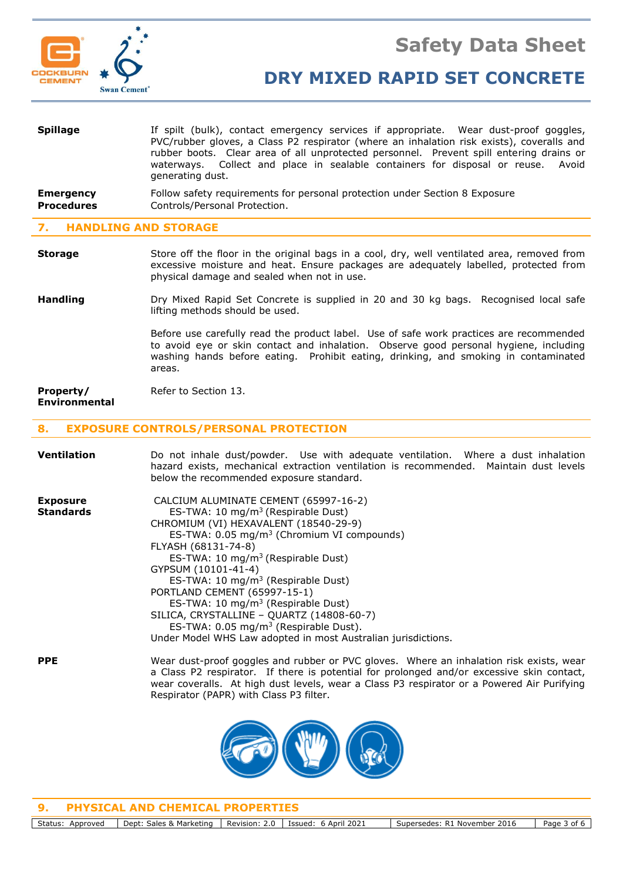**Spillage**

If spilt (bulk), contact emergency services if appropriate. Wear dust-proof goggles, PVC/rubber gloves, a Class P2 respirator (where an inhalation risk exists), coveralls and rubber boots. Clear area of all unprotected personnel. Prevent spill entering drains or waterways. Collect and place in sealable containers for disposal or reuse. Avoid generating dust.

**Emergency Procedures**

Follow safety requirements for personal protection under Section 8 Exposure Controls/Personal Protection.

## 7. HANDLING AND STORAGE

**Storage**

Store off the floor in the original bags in a cool, dry, well ventilated area, removed from excessive moisture and heat. Ensure packages are adequately labelled, protected from physical damage and sealed when not in use.

**Handling**

Dry Mixed Rapid Set Concrete is supplied in 20 and 30 kg bags. Recognised local safe lifting methods should be used.

Before use carefully read the product label. Use of safe work practices are recommended to avoid eye or skin contact and inhalation. Observe good personal hygiene, including washing hands before eating. Prohibit eating, drinking, and smoking in contaminated areas.

**Property/ Environmental**

Refer to Section 13.

## 8. EXPOSURE CONTROLS/PERSONAL PROTECTION

**Ventilation**

Do not inhale dust/powder. Use with adequate ventilation. Where a dust inhalation hazard exists, mechanical extraction ventilation is recommended. Maintain dust levels below the recommended exposure standard.

**Exposure Standards**

CALCIUM ALUMINATE CEMENT (65997-16-2)
ES-TWA: 10 mg/m$^3$ (Respirable Dust)
CHROMIUM (VI) HEXAVALENT (18540-29-9)
ES-TWA: 0.05 mg/m$^3$ (Chromium VI compounds)
FLYASH (68131-74-8)
ES-TWA: 10 mg/m$^3$ (Respirable Dust)
GYPSUM (10101-41-4)
ES-TWA: 10 mg/m$^3$ (Respirable Dust)
PORTLAND CEMENT (65997-15-1)
ES-TWA: 10 mg/m$^3$ (Respirable Dust)
SILICA, CRYSTALLINE – QUARTZ (14808-60-7)
ES-TWA: 0.05 mg/m$^3$ (Respirable Dust).
Under Model WHS Law adopted in most Australian jurisdictions.

**PPE**

Wear dust-proof goggles and rubber or PVC gloves. Where an inhalation risk exists, wear a Class P2 respirator. If there is potential for prolonged and/or excessive skin contact, wear coveralls. At high dust levels, wear a Class P3 respirator or a Powered Air Purifying Respirator (PAPR) with Class P3 filter.

## 9. PHYSICAL AND CHEMICAL PROPERTIES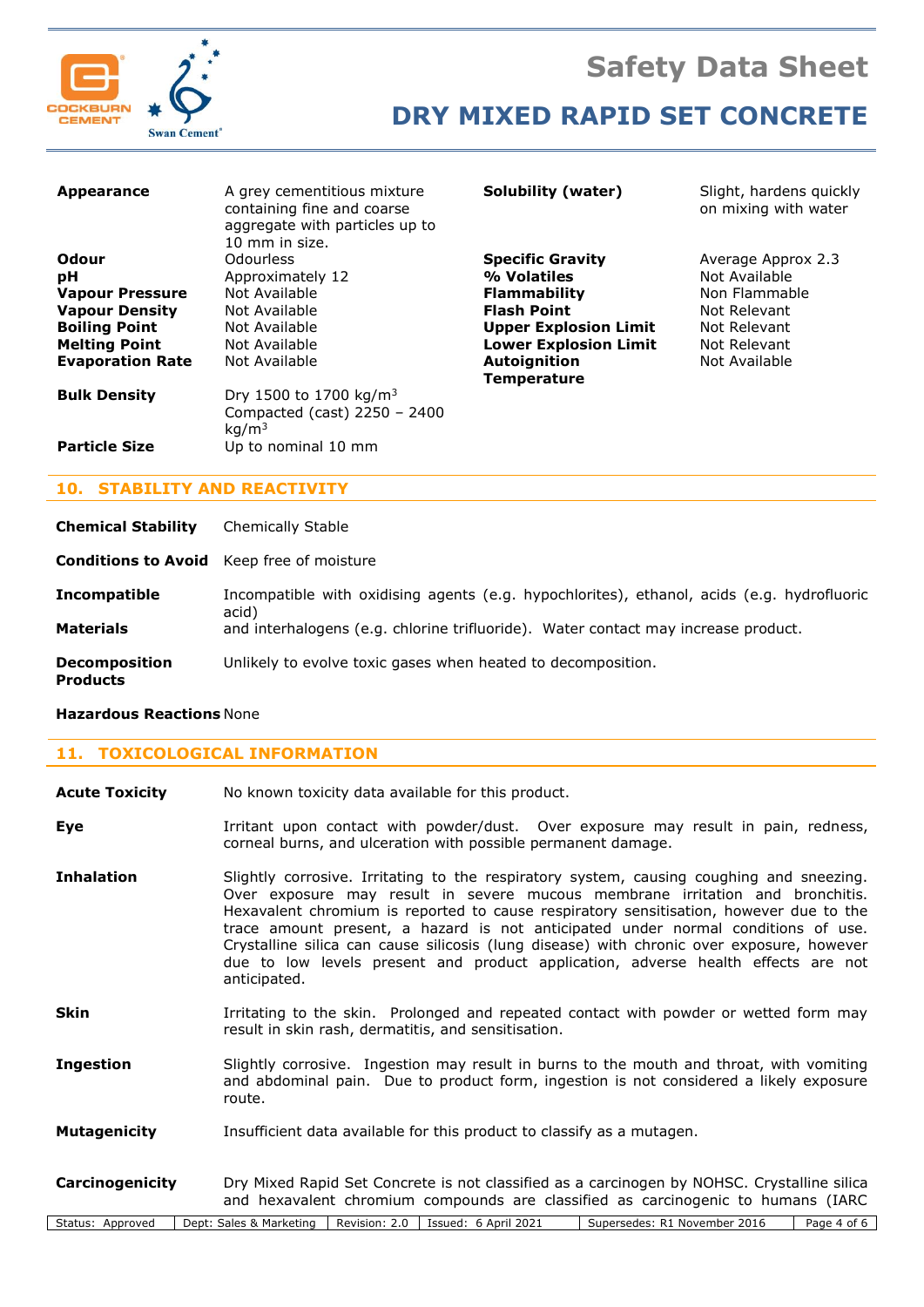| | | | |
|---|---|---|---|
| **Appearance** | A grey cementitious mixture containing fine and coarse aggregate with particles up to 10 mm in size. | **Solubility (water)** | Slight, hardens quickly on mixing with water |
| **Odour** | Odourless | **Specific Gravity** | Average Approx 2.3 |
| **pH** | Approximately 12 | **% Volatiles** | Not Available |
| **Vapour Pressure** | Not Available | **Flammability** | Non Flammable |
| **Vapour Density** | Not Available | **Flash Point** | Not Relevant |
| **Boiling Point** | Not Available | **Upper Explosion Limit** | Not Relevant |
| **Melting Point** | Not Available | **Lower Explosion Limit** | Not Relevant |
| **Evaporation Rate** | Not Available | **Autoignition Temperature** | Not Available |
| **Bulk Density** | Dry 1500 to 1700 kg/m$^3$ Compacted (cast) 2250 – 2400 kg/m$^3$ | | |
| **Particle Size** | Up to nominal 10 mm | | |

## 10. STABILITY AND REACTIVITY

**Chemical Stability** Chemically Stable

**Conditions to Avoid** Keep free of moisture

**Incompatible Materials** Incompatible with oxidising agents (e.g. hypochlorites), ethanol, acids (e.g. hydrofluoric acid) and interhalogens (e.g. chlorine trifluoride). Water contact may increase product.

**Decomposition Products** Unlikely to evolve toxic gases when heated to decomposition.

**Hazardous Reactions** None

## 11. TOXICOLOGICAL INFORMATION

**Acute Toxicity** No known toxicity data available for this product.

**Eye** Irritant upon contact with powder/dust. Over exposure may result in pain, redness, corneal burns, and ulceration with possible permanent damage.

**Inhalation** Slightly corrosive. Irritating to the respiratory system, causing coughing and sneezing. Over exposure may result in severe mucous membrane irritation and bronchitis. Hexavalent chromium is reported to cause respiratory sensitisation, however due to the trace amount present, a hazard is not anticipated under normal conditions of use. Crystalline silica can cause silicosis (lung disease) with chronic over exposure, however due to low levels present and product application, adverse health effects are not anticipated.

**Skin** Irritating to the skin. Prolonged and repeated contact with powder or wetted form may result in skin rash, dermatitis, and sensitisation.

**Ingestion** Slightly corrosive. Ingestion may result in burns to the mouth and throat, with vomiting and abdominal pain. Due to product form, ingestion is not considered a likely exposure route.

**Mutagenicity** Insufficient data available for this product to classify as a mutagen.

**Carcinogenicity** Dry Mixed Rapid Set Concrete is not classified as a carcinogen by NOHSC. Crystalline silica and hexavalent chromium compounds are classified as carcinogenic to humans (IARC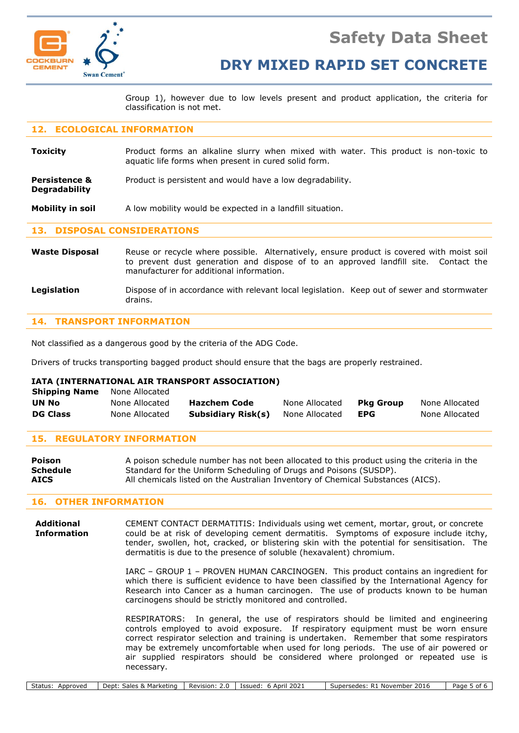Group 1), however due to low levels present and product application, the criteria for classification is not met.

## 12. ECOLOGICAL INFORMATION

**Toxicity** Product forms an alkaline slurry when mixed with water. This product is non-toxic to aquatic life forms when present in cured solid form.

**Persistence & Degradability** Product is persistent and would have a low degradability.

**Mobility in soil** A low mobility would be expected in a landfill situation.

## 13. DISPOSAL CONSIDERATIONS

**Waste Disposal** Reuse or recycle where possible. Alternatively, ensure product is covered with moist soil to prevent dust generation and dispose of to an approved landfill site. Contact the manufacturer for additional information.

**Legislation** Dispose of in accordance with relevant local legislation. Keep out of sewer and stormwater drains.

## 14. TRANSPORT INFORMATION

Not classified as a dangerous good by the criteria of the ADG Code.

Drivers of trucks transporting bagged product should ensure that the bags are properly restrained.

### IATA (INTERNATIONAL AIR TRANSPORT ASSOCIATION)

| | | | | | |
|---|---|---|---|---|---|
| **Shipping Name** | None Allocated | | | | |
| **UN No** | None Allocated | **Hazchem Code** | None Allocated | **Pkg Group** | None Allocated |
| **DG Class** | None Allocated | **Subsidiary Risk(s)** | None Allocated | **EPG** | None Allocated |

## 15. REGULATORY INFORMATION

**Poison Schedule** A poison schedule number has not been allocated to this product using the criteria in the Standard for the Uniform Scheduling of Drugs and Poisons (SUSDP).

**AICS** All chemicals listed on the Australian Inventory of Chemical Substances (AICS).

## 16. OTHER INFORMATION

**Additional Information**

CEMENT CONTACT DERMATITIS: Individuals using wet cement, mortar, grout, or concrete could be at risk of developing cement dermatitis. Symptoms of exposure include itchy, tender, swollen, hot, cracked, or blistering skin with the potential for sensitisation. The dermatitis is due to the presence of soluble (hexavalent) chromium.

IARC – GROUP 1 – PROVEN HUMAN CARCINOGEN. This product contains an ingredient for which there is sufficient evidence to have been classified by the International Agency for Research into Cancer as a human carcinogen. The use of products known to be human carcinogens should be strictly monitored and controlled.

RESPIRATORS: In general, the use of respirators should be limited and engineering controls employed to avoid exposure. If respiratory equipment must be worn ensure correct respirator selection and training is undertaken. Remember that some respirators may be extremely uncomfortable when used for long periods. The use of air powered or air supplied respirators should be considered where prolonged or repeated use is necessary.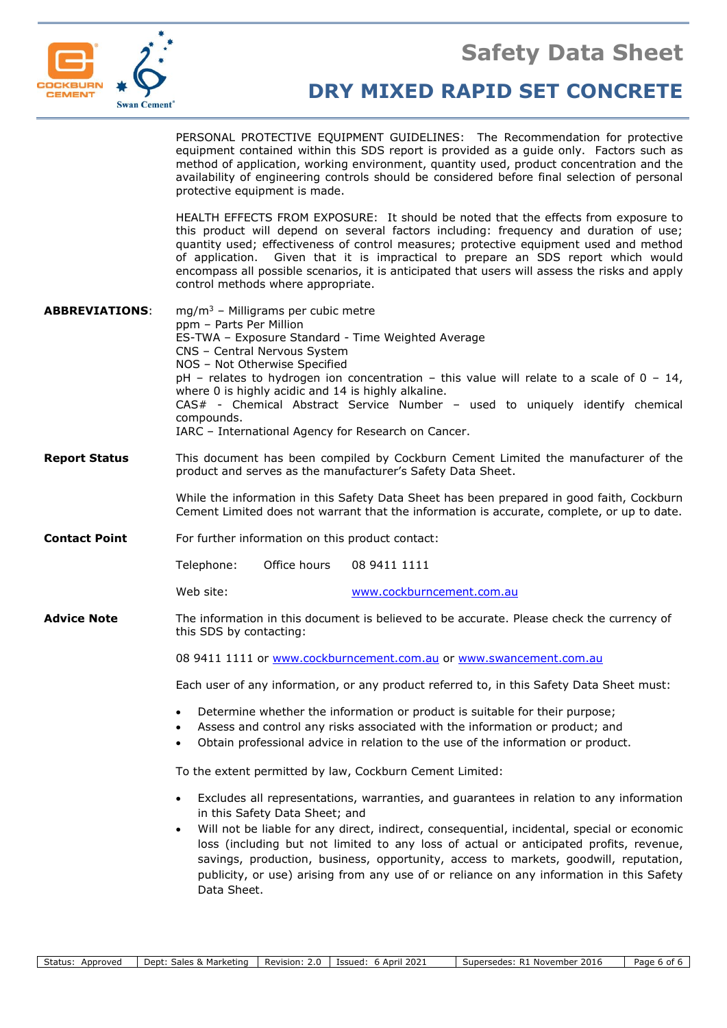PERSONAL PROTECTIVE EQUIPMENT GUIDELINES: The Recommendation for protective equipment contained within this SDS report is provided as a guide only. Factors such as method of application, working environment, quantity used, product concentration and the availability of engineering controls should be considered before final selection of personal protective equipment is made.

HEALTH EFFECTS FROM EXPOSURE: It should be noted that the effects from exposure to this product will depend on several factors including: frequency and duration of use; quantity used; effectiveness of control measures; protective equipment used and method of application. Given that it is impractical to prepare an SDS report which would encompass all possible scenarios, it is anticipated that users will assess the risks and apply control methods where appropriate.

**ABBREVIATIONS**:

$mg/m^3$ – Milligrams per cubic metre
ppm – Parts Per Million
ES-TWA – Exposure Standard - Time Weighted Average
CNS – Central Nervous System
NOS – Not Otherwise Specified
pH – relates to hydrogen ion concentration – this value will relate to a scale of 0 – 14, where 0 is highly acidic and 14 is highly alkaline.
CAS# - Chemical Abstract Service Number – used to uniquely identify chemical compounds.
IARC – International Agency for Research on Cancer.

**Report Status**

This document has been compiled by Cockburn Cement Limited the manufacturer of the product and serves as the manufacturer's Safety Data Sheet.

While the information in this Safety Data Sheet has been prepared in good faith, Cockburn Cement Limited does not warrant that the information is accurate, complete, or up to date.

**Contact Point**

For further information on this product contact:

Telephone: Office hours 08 9411 1111

Web site: www.cockburncement.com.au

**Advice Note**

The information in this document is believed to be accurate. Please check the currency of this SDS by contacting:

08 9411 1111 or www.cockburncement.com.au or www.swancement.com.au

Each user of any information, or any product referred to, in this Safety Data Sheet must:

- Determine whether the information or product is suitable for their purpose;
- Assess and control any risks associated with the information or product; and
- Obtain professional advice in relation to the use of the information or product.

To the extent permitted by law, Cockburn Cement Limited:

- Excludes all representations, warranties, and guarantees in relation to any information in this Safety Data Sheet; and
- Will not be liable for any direct, indirect, consequential, incidental, special or economic loss (including but not limited to any loss of actual or anticipated profits, revenue, savings, production, business, opportunity, access to markets, goodwill, reputation, publicity, or use) arising from any use of or reliance on any information in this Safety Data Sheet.

| | | | | | |
|---|---|---|---|---|---|
| Status: Approved | Dept: Sales & Marketing | Revision: 2.0 | Issued: 6 April 2021 | Supersedes: R1 November 2016 | Page 6 of 6 |